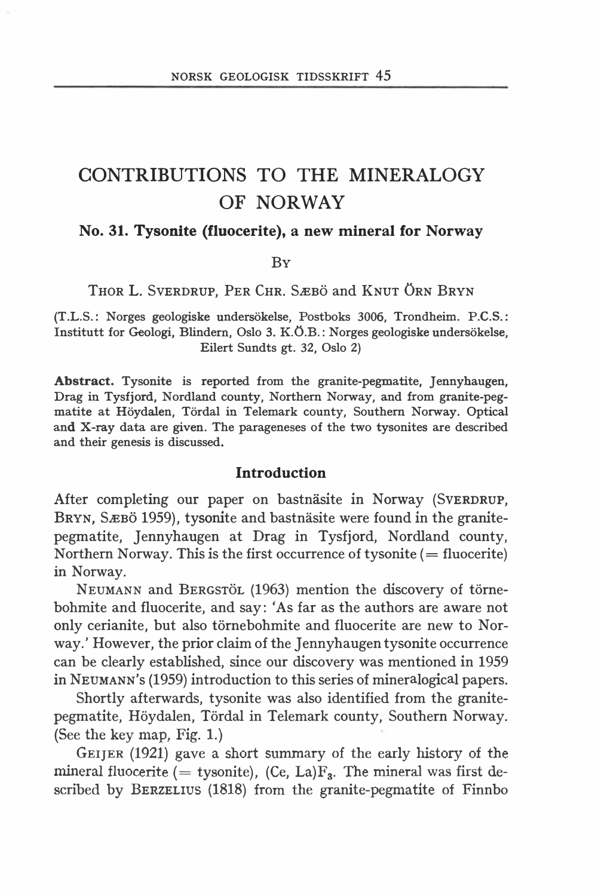# CONTRIBUTIONS TO THE MINERALOGY OF NORWAY

## No. 31. Tysonite (fluocerite), a new mineral for Norway

By

THOR L. SVERDRUP, PER CHR. SÆBÖ and KNUT ÖRN BRYN

(T.L.S.: Norges geologiske undersökelse, Postboks 3006, Trondheim. P.C.S.: Institutt for Geologi, Blindern, Oslo 3. K.Ö.B.: Norges geologiske undersökelse, Eilert Sundts gt. 32, Oslo 2)

**Abstract.** Tysonite is reported from the granite-pegmatite, Jennyhaugen, Drag in Tysfjord, Nordland county, Northern Norway, and from granite-pegmatite at Höydalen, Tördal in Telemark county, Southern Norway. Optical and X-ray data are given. The parageneses of the two tysonites are described and their genesis is discussed.

### Introduction

After completing our paper on bastnäsite in Norway (SVERDRUP, BRYN, SÆBÖ 1959), tysonite and bastnäsite were found in the granite-pegmatite, Jennyhaugen at Drag in Tysfjord, Nordland county, Northern Norway. This is the first occurrence of tysonite (= fluocerite) in Norway.

NEUMANN and BERGSTÖL (1963) mention the discovery of törnebohmite and fluocerite, and say: 'As far as the authors are aware not only cerianite, but also törnebohmite and fluocerite are new to Norway.' However, the prior claim of the Jennyhaugen tysonite occurrence can be clearly established, since our discovery was mentioned in 1959 in NEUMANN's (1959) introduction to this series of mineralogical papers.

Shortly afterwards, tysonite was also identified from the granite-pegmatite, Höydalen, Tördal in Telemark county, Southern Norway. (See the key map, Fig. 1.)

GEIJER (1921) gave a short summary of the early history of the mineral fluocerite (= tysonite), $(Ce, La)F_3$. The mineral was first described by BERZELIUS (1818) from the granite-pegmatite of Finnbo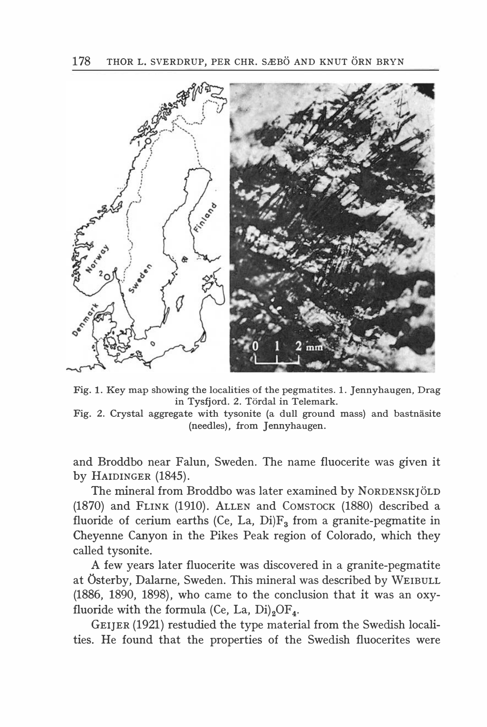Fig. 1. Key map showing the localities of the pegmatites. 1. Jennyhaugen, Drag in Tysfjord. 2. Tördal in Telemark.

Fig. 2. Crystal aggregate with tysonite (a dull ground mass) and bastnäsite (needles), from Jennyhaugen.

and Broddbo near Falun, Sweden. The name fluocerite was given it by HAIDINGER (1845).

The mineral from Broddbo was later examined by NORDENSKJÖLD (1870) and FLINK (1910). ALLEN and COMSTOCK (1880) described a fluoride of cerium earths $(Ce, La, Di)F_3$ from a granite-pegmatite in Cheyenne Canyon in the Pikes Peak region of Colorado, which they called tysonite.

A few years later fluocerite was discovered in a granite-pegmatite at Österby, Dalarne, Sweden. This mineral was described by WEIBULL (1886, 1890, 1898), who came to the conclusion that it was an oxyfluoride with the formula $(Ce, La, Di)_2OF_4$.

GEIJER (1921) restudied the type material from the Swedish localities. He found that the properties of the Swedish fluocerites were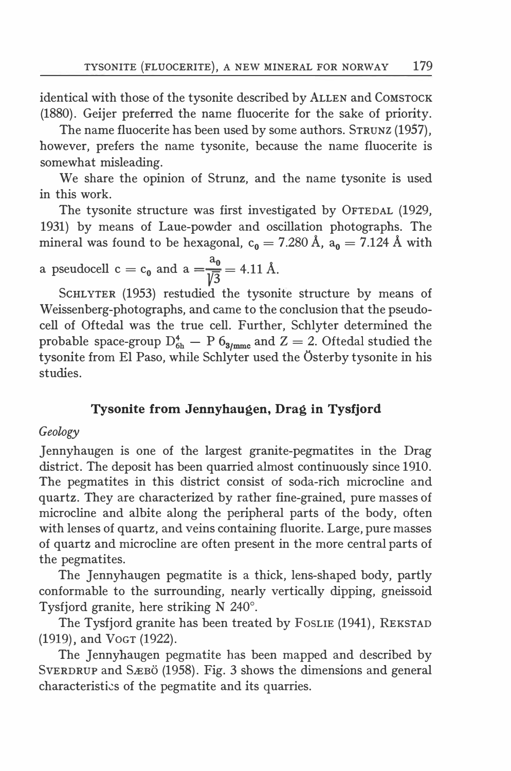identical with those of the tysonite described by ALLEN and COMSTOCK (1880). Geijer preferred the name fluocerite for the sake of priority.

The name fluocerite has been used by some authors. STRUNZ (1957), however, prefers the name tysonite, because the name fluocerite is somewhat misleading.

We share the opinion of Strunz, and the name tysonite is used in this work.

The tysonite structure was first investigated by OFTEDAL (1929, 1931) by means of Laue-powder and oscillation photographs. The mineral was found to be hexagonal, $c_0 = 7.280$ Å, $a_0 = 7.124$ Å with a pseudocell $c = c_0$ and $a = \frac{a_0}{\sqrt{3}} = 4.11$ Å.

SCHLYTER (1953) restudied the tysonite structure by means of Weissenberg-photographs, and came to the conclusion that the pseudocell of Oftedal was the true cell. Further, Schlyter determined the probable space-group $D_{6h}^4 - P\,6_{3/mmc}$ and $Z = 2$. Oftedal studied the tysonite from El Paso, while Schlyter used the Österby tysonite in his studies.

## Tysonite from Jennyhaugen, Drag in Tysfjord

*Geology*

Jennyhaugen is one of the largest granite-pegmatites in the Drag district. The deposit has been quarried almost continuously since 1910. The pegmatites in this district consist of soda-rich microcline and quartz. They are characterized by rather fine-grained, pure masses of microcline and albite along the peripheral parts of the body, often with lenses of quartz, and veins containing fluorite. Large, pure masses of quartz and microcline are often present in the more central parts of the pegmatites.

The Jennyhaugen pegmatite is a thick, lens-shaped body, partly conformable to the surrounding, nearly vertically dipping, gneissoid Tysfjord granite, here striking N 240°.

The Tysfjord granite has been treated by FOSLIE (1941), REKSTAD (1919), and VOGT (1922).

The Jennyhaugen pegmatite has been mapped and described by SVERDRUP and SÆBÖ (1958). Fig. 3 shows the dimensions and general characteristics of the pegmatite and its quarries.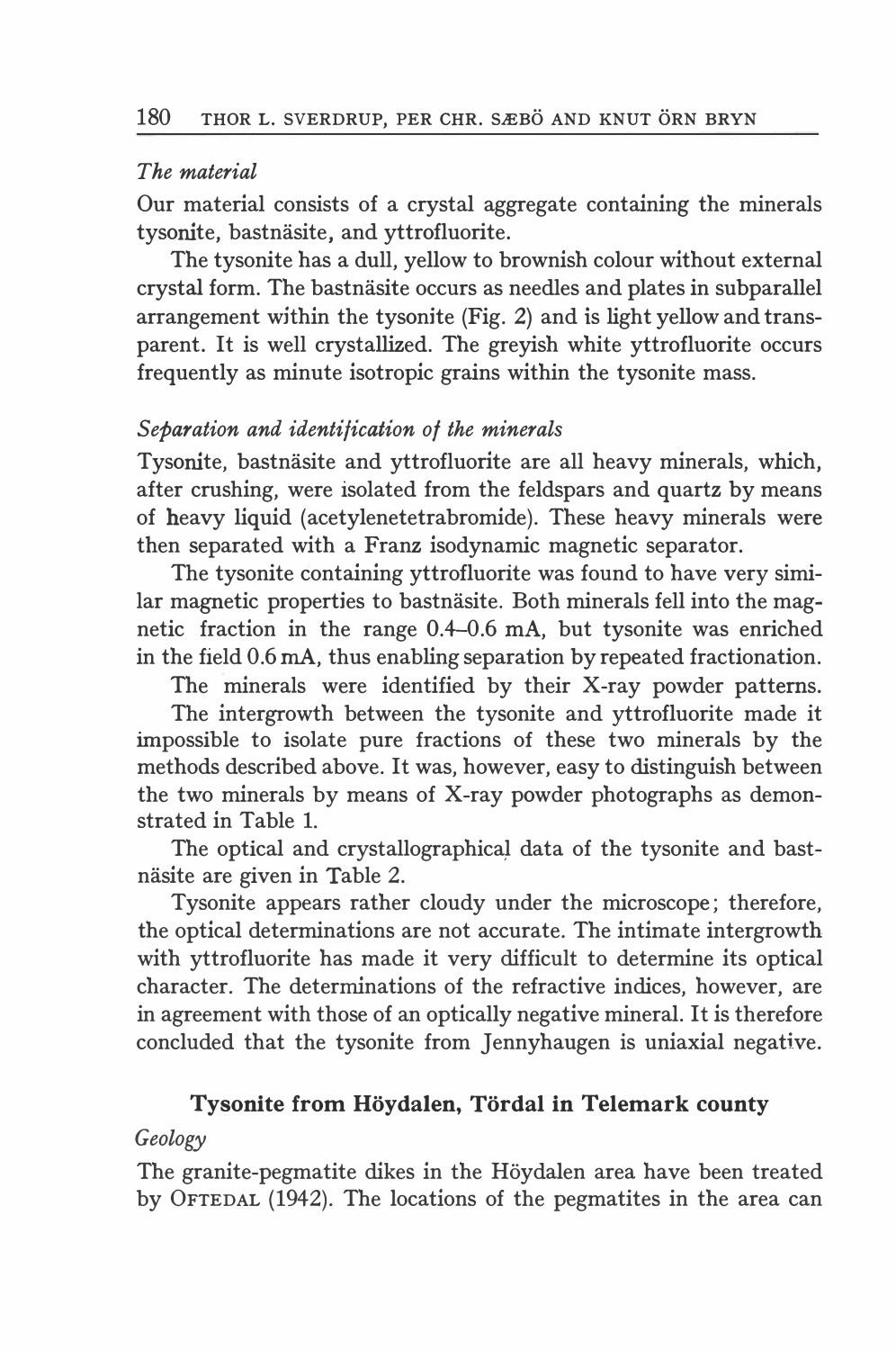*The material*

Our material consists of a crystal aggregate containing the minerals tysonite, bastnäsite, and yttrofluorite.

The tysonite has a dull, yellow to brownish colour without external crystal form. The bastnäsite occurs as needles and plates in subparallel arrangement within the tysonite (Fig. 2) and is light yellow and transparent. It is well crystallized. The greyish white yttrofluorite occurs frequently as minute isotropic grains within the tysonite mass.

*Separation and identification of the minerals*

Tysonite, bastnäsite and yttrofluorite are all heavy minerals, which, after crushing, were isolated from the feldspars and quartz by means of heavy liquid (acetylenetetrabromide). These heavy minerals were then separated with a Franz isodynamic magnetic separator.

The tysonite containing yttrofluorite was found to have very similar magnetic properties to bastnäsite. Both minerals fell into the magnetic fraction in the range 0.4–0.6 mA, but tysonite was enriched in the field 0.6 mA, thus enabling separation by repeated fractionation.

The minerals were identified by their X-ray powder patterns.

The intergrowth between the tysonite and yttrofluorite made it impossible to isolate pure fractions of these two minerals by the methods described above. It was, however, easy to distinguish between the two minerals by means of X-ray powder photographs as demonstrated in Table 1.

The optical and crystallographical data of the tysonite and bastnäsite are given in Table 2.

Tysonite appears rather cloudy under the microscope; therefore, the optical determinations are not accurate. The intimate intergrowth with yttrofluorite has made it very difficult to determine its optical character. The determinations of the refractive indices, however, are in agreement with those of an optically negative mineral. It is therefore concluded that the tysonite from Jennyhaugen is uniaxial negative.

## Tysonite from Höydalen, Tördal in Telemark county

*Geology*

The granite-pegmatite dikes in the Höydalen area have been treated by Oftedal (1942). The locations of the pegmatites in the area can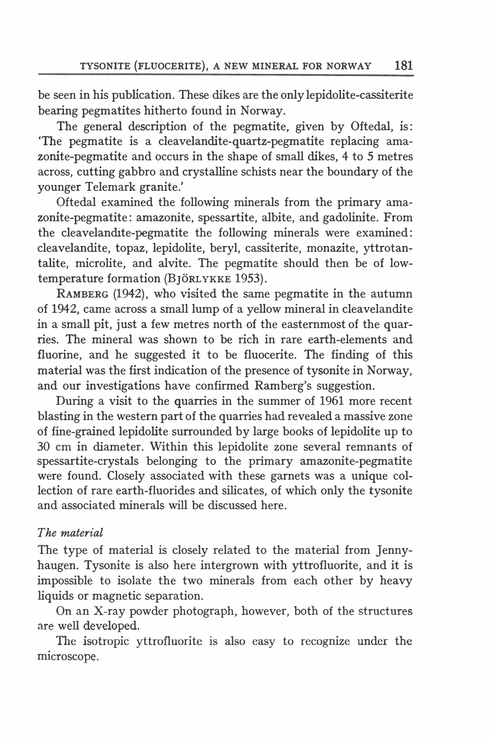be seen in his publication. These dikes are the only lepidolite-cassiterite bearing pegmatites hitherto found in Norway.

The general description of the pegmatite, given by Oftedal, is: 'The pegmatite is a cleavelandite-quartz-pegmatite replacing amazonite-pegmatite and occurs in the shape of small dikes, 4 to 5 metres across, cutting gabbro and crystalline schists near the boundary of the younger Telemark granite.'

Oftedal examined the following minerals from the primary amazonite-pegmatite: amazonite, spessartite, albite, and gadolinite. From the cleavelandite-pegmatite the following minerals were examined: cleavelandite, topaz, lepidolite, beryl, cassiterite, monazite, yttrotantalite, microlite, and alvite. The pegmatite should then be of low-temperature formation (BJÖRLYKKE 1953).

RAMBERG (1942), who visited the same pegmatite in the autumn of 1942, came across a small lump of a yellow mineral in cleavelandite in a small pit, just a few metres north of the easternmost of the quarries. The mineral was shown to be rich in rare earth-elements and fluorine, and he suggested it to be fluocerite. The finding of this material was the first indication of the presence of tysonite in Norway, and our investigations have confirmed Ramberg's suggestion.

During a visit to the quarries in the summer of 1961 more recent blasting in the western part of the quarries had revealed a massive zone of fine-grained lepidolite surrounded by large books of lepidolite up to 30 cm in diameter. Within this lepidolite zone several remnants of spessartite-crystals belonging to the primary amazonite-pegmatite were found. Closely associated with these garnets was a unique collection of rare earth-fluorides and silicates, of which only the tysonite and associated minerals will be discussed here.

### *The material*

The type of material is closely related to the material from Jennyhaugen. Tysonite is also here intergrown with yttrofluorite, and it is impossible to isolate the two minerals from each other by heavy liquids or magnetic separation.

On an X-ray powder photograph, however, both of the structures are well developed.

The isotropic yttrofluorite is also easy to recognize under the microscope.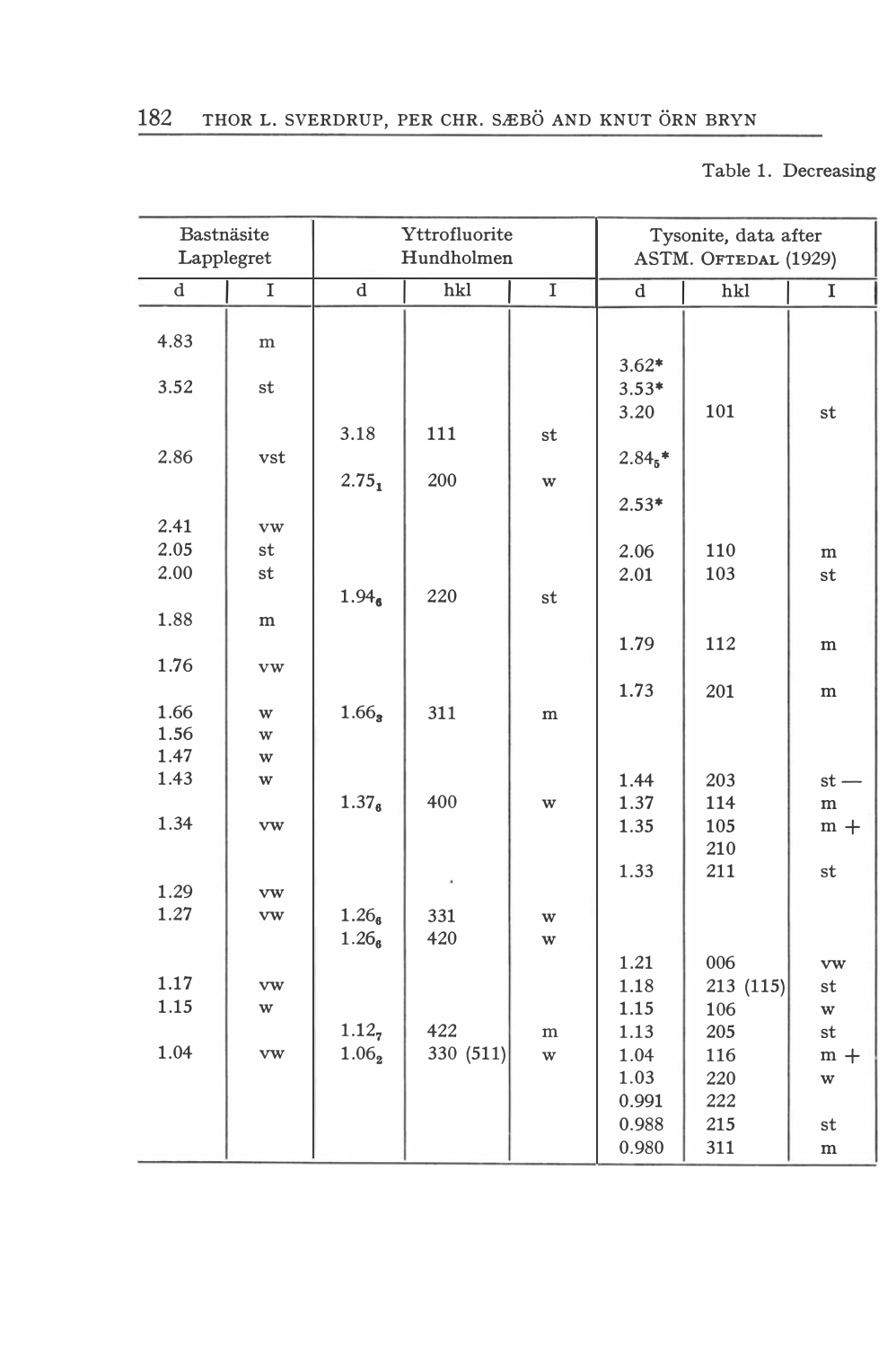Table 1. Decreasing

| Bastnäsite Lapplegret | | Yttrofluorite Hundholmen | | | Tysonite, data after ASTM. OFTEDAL (1929) | | |
|---|---|---|---|---|---|---|---|
| d | I | d | hkl | I | d | hkl | I |
| 4.83 | m | | | | | | |
| | | | | | 3.62* | | |
| 3.52 | st | | | | 3.53* | | |
| | | | | | 3.20 | 101 | st |
| | | 3.18 | 111 | st | | | |
| 2.86 | vst | | | | $2.84_5$* | | |
| | | $2.75_1$ | 200 | w | | | |
| | | | | | 2.53* | | |
| 2.41 | vw | | | | | | |
| 2.05 | st | | | | 2.06 | 110 | m |
| 2.00 | st | | | | 2.01 | 103 | st |
| | | $1.94_6$ | 220 | st | | | |
| 1.88 | m | | | | | | |
| | | | | | 1.79 | 112 | m |
| 1.76 | vw | | | | | | |
| | | | | | 1.73 | 201 | m |
| 1.66 | w | $1.66_3$ | 311 | m | | | |
| 1.56 | w | | | | | | |
| 1.47 | w | | | | | | |
| 1.43 | w | | | | 1.44 | 203 | st — |
| | | $1.37_6$ | 400 | w | 1.37 | 114 | m |
| 1.34 | vw | | | | 1.35 | 105 | m + |
| | | | | | | 210 | |
| | | | | | 1.33 | 211 | st |
| 1.29 | vw | | | | | | |
| 1.27 | vw | $1.26_6$ | 331 | w | | | |
| | | $1.26_6$ | 420 | w | | | |
| | | | | | 1.21 | 006 | vw |
| 1.17 | vw | | | | 1.18 | 213 (115) | st |
| 1.15 | w | | | | 1.15 | 106 | w |
| | | $1.12_7$ | 422 | m | 1.13 | 205 | st |
| 1.04 | vw | $1.06_2$ | 330 (511) | w | 1.04 | 116 | m + |
| | | | | | 1.03 | 220 | w |
| | | | | | 0.991 | 222 | |
| | | | | | 0.988 | 215 | st |
| | | | | | 0.980 | 311 | m |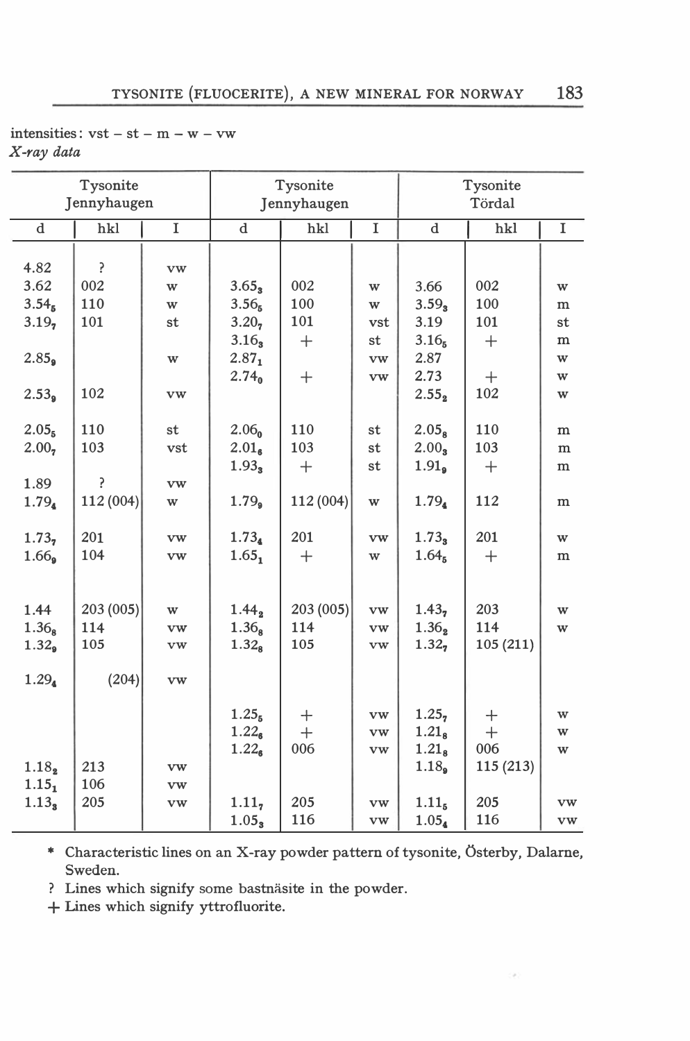intensities: vst – st – m – w – vw

*X-ray data*

| Tysonite Jennyhaugen | | | Tysonite Jennyhaugen | | | Tysonite Tördal | | |
|---|---|---|---|---|---|---|---|---|
| d | hkl | I | d | hkl | I | d | hkl | I |
| 4.82 | ? | vw | | | | | | |
| 3.62 | 002 | w | $3.65_3$ | 002 | w | 3.66 | 002 | w |
| $3.54_5$ | 110 | w | $3.56_5$ | 100 | w | $3.59_3$ | 100 | m |
| $3.19_7$ | 101 | st | $3.20_7$ | 101 | vst | 3.19 | 101 | st |
| | | | $3.16_3$ | + | st | $3.16_5$ | + | m |
| $2.85_9$ | | w | $2.87_1$ | | vw | 2.87 | | w |
| | | | $2.74_0$ | + | vw | 2.73 | + | w |
| $2.53_9$ | 102 | vw | | | | $2.55_2$ | 102 | w |
| $2.05_5$ | 110 | st | $2.06_0$ | 110 | st | $2.05_8$ | 110 | m |
| $2.00_7$ | 103 | vst | $2.01_6$ | 103 | st | $2.00_3$ | 103 | m |
| | | | $1.93_3$ | + | st | $1.91_9$ | + | m |
| 1.89 | ? | vw | | | | | | |
| $1.79_4$ | 112 (004) | w | $1.79_9$ | 112 (004) | w | $1.79_4$ | 112 | m |
| $1.73_7$ | 201 | vw | $1.73_4$ | 201 | vw | $1.73_3$ | 201 | w |
| $1.66_9$ | 104 | vw | $1.65_1$ | + | w | $1.64_5$ | + | m |
| 1.44 | 203 (005) | w | $1.44_2$ | 203 (005) | vw | $1.43_7$ | 203 | w |
| $1.36_8$ | 114 | vw | $1.36_8$ | 114 | vw | $1.36_2$ | 114 | w |
| $1.32_9$ | 105 | vw | $1.32_8$ | 105 | vw | $1.32_7$ | 105 (211) | |
| $1.29_4$ | (204) | vw | | | | | | |
| | | | $1.25_5$ | + | vw | $1.25_7$ | + | w |
| | | | $1.22_6$ | + | vw | $1.21_8$ | + | w |
| | | | $1.22_6$ | 006 | vw | $1.21_8$ | 006 | w |
| $1.18_2$ | 213 | vw | | | | $1.18_9$ | 115 (213) | |
| $1.15_1$ | 106 | vw | | | | | | |
| $1.13_3$ | 205 | vw | $1.11_7$ | 205 | vw | $1.11_5$ | 205 | vw |
| | | | $1.05_3$ | 116 | vw | $1.05_4$ | 116 | vw |

\* Characteristic lines on an X-ray powder pattern of tysonite, Österby, Dalarne, Sweden.

? Lines which signify some bastnäsite in the powder.

\+ Lines which signify yttrofluorite.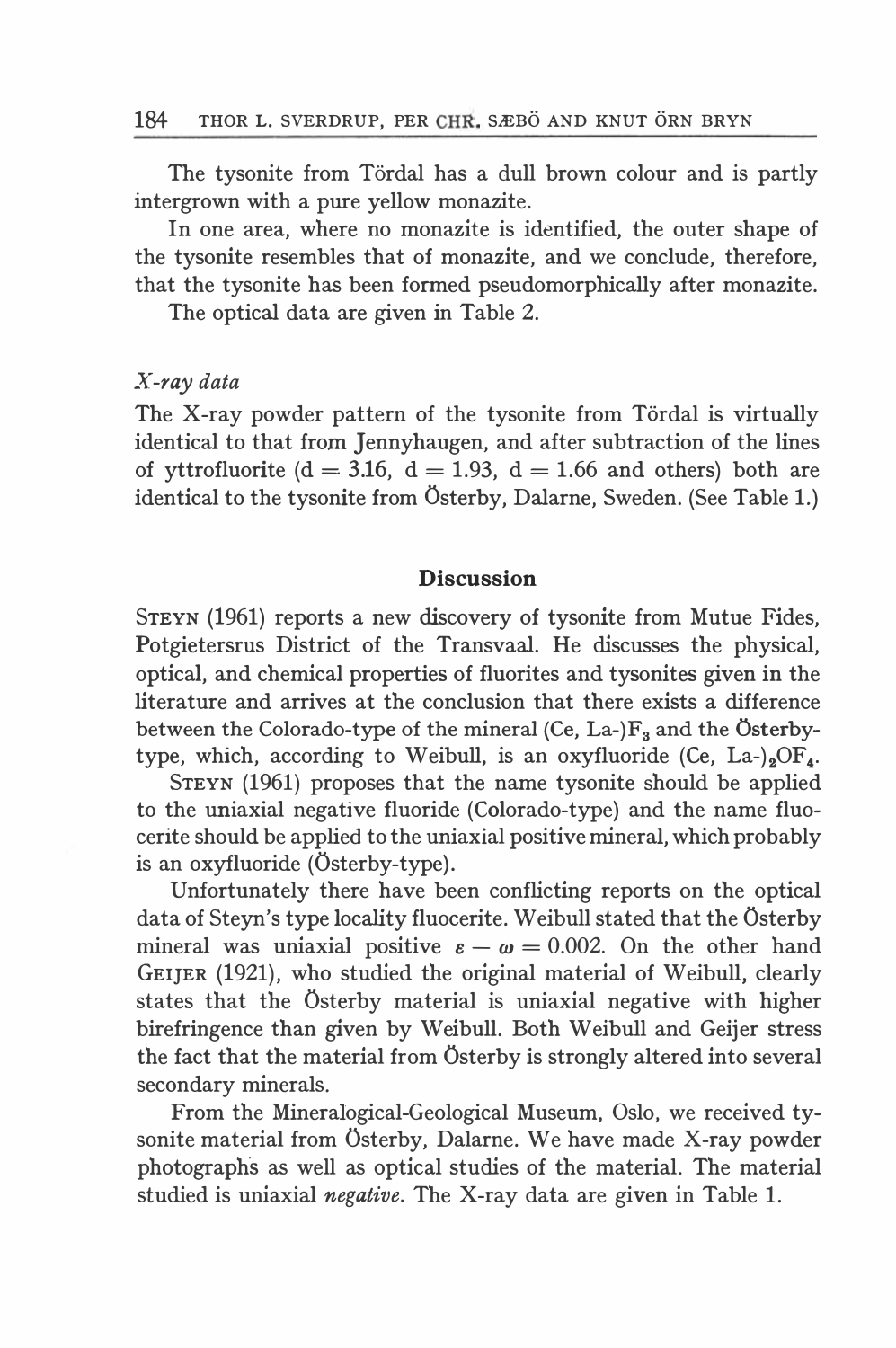The tysonite from Tördal has a dull brown colour and is partly intergrown with a pure yellow monazite.

In one area, where no monazite is identified, the outer shape of the tysonite resembles that of monazite, and we conclude, therefore, that the tysonite has been formed pseudomorphically after monazite.

The optical data are given in Table 2.

### *X-ray data*

The X-ray powder pattern of the tysonite from Tördal is virtually identical to that from Jennyhaugen, and after subtraction of the lines of yttrofluorite (d = 3.16, d = 1.93, d = 1.66 and others) both are identical to the tysonite from Österby, Dalarne, Sweden. (See Table 1.)

## Discussion

Steyn (1961) reports a new discovery of tysonite from Mutue Fides, Potgietersrus District of the Transvaal. He discusses the physical, optical, and chemical properties of fluorites and tysonites given in the literature and arrives at the conclusion that there exists a difference between the Colorado-type of the mineral (Ce, La-)$F_3$ and the Österby-type, which, according to Weibull, is an oxyfluoride (Ce, La-)$_2OF_4$.

Steyn (1961) proposes that the name tysonite should be applied to the uniaxial negative fluoride (Colorado-type) and the name fluocerite should be applied to the uniaxial positive mineral, which probably is an oxyfluoride (Österby-type).

Unfortunately there have been conflicting reports on the optical data of Steyn's type locality fluocerite. Weibull stated that the Österby mineral was uniaxial positive $\varepsilon - \omega = 0.002$. On the other hand Geijer (1921), who studied the original material of Weibull, clearly states that the Österby material is uniaxial negative with higher birefringence than given by Weibull. Both Weibull and Geijer stress the fact that the material from Österby is strongly altered into several secondary minerals.

From the Mineralogical-Geological Museum, Oslo, we received tysonite material from Österby, Dalarne. We have made X-ray powder photographs as well as optical studies of the material. The material studied is uniaxial *negative*. The X-ray data are given in Table 1.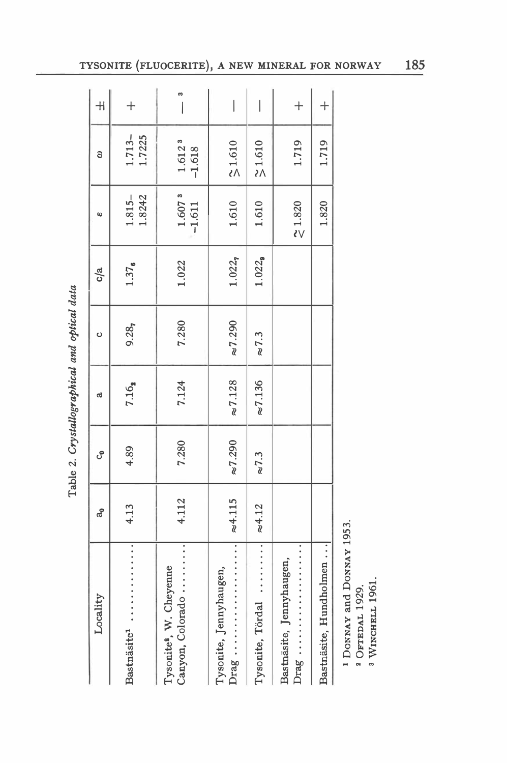Table 2. *Crystallographical and optical data*

| Locality | $a_0$ | $c_0$ | a | c | c/a | ε | ω | ± |
|---|---|---|---|---|---|---|---|---|
| Bastnäsite[1] | 4.13 | 4.89 | $7.16_{8}$ | $9.28_{7}$ | $1.37_{6}$ | 1.815–1.8242 | 1.713–1.7225 | + |
| Tysonite[2], W. Cheyenne Canyon, Colorado | 4.112 | 7.280 | 7.124 | 7.280 | 1.022 | 1.607[3] -1.611 | 1.612[3] -1.618 | —[3] |
| Tysonite, Jennyhaugen, Drag | ≈4.115 | ≈7.290 | ≈7.128 | ≈7.290 | $1.022_{7}$ | 1.610 | ≳1.610 | — |
| Tysonite, Tördal | ≈4.12 | ≈7.3 | ≈7.136 | ≈7.3 | $1.022_{9}$ | 1.610 | ≳1.610 | — |
| Bastnäsite, Jennyhaugen, Drag | | | | | | ≲1.820 | 1.719 | + |
| Bastnäsite, Hundholmen | | | | | | 1.820 | 1.719 | + |

[1] DONNAY and DONNAY 1953.
[2] OFTEDAL 1929.
[3] WINCHELL 1961.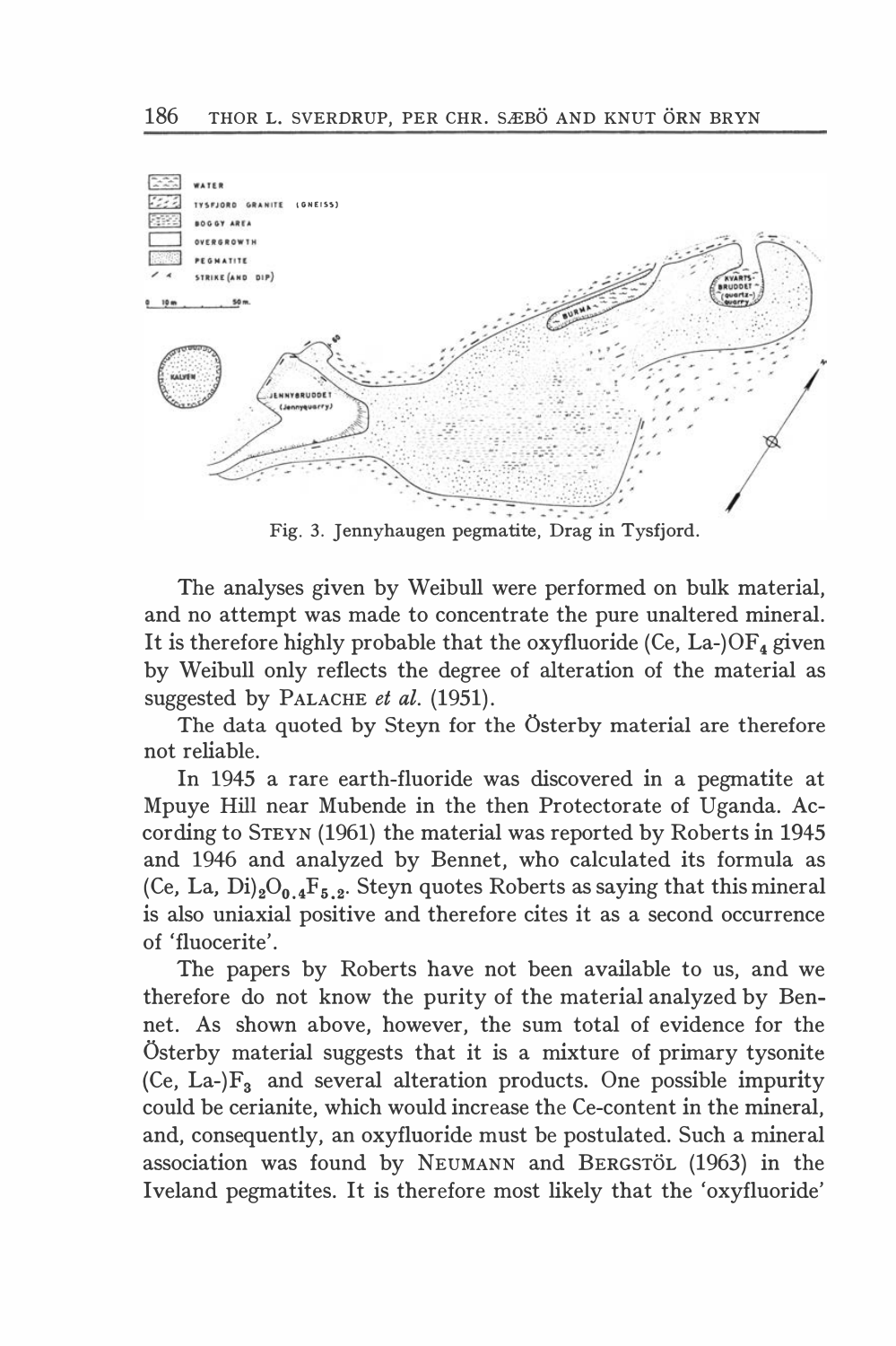Fig. 3. Jennyhaugen pegmatite, Drag in Tysfjord.

The analyses given by Weibull were performed on bulk material, and no attempt was made to concentrate the pure unaltered mineral. It is therefore highly probable that the oxyfluoride (Ce, La-)$OF_4$ given by Weibull only reflects the degree of alteration of the material as suggested by PALACHE *et al.* (1951).

The data quoted by Steyn for the Österby material are therefore not reliable.

In 1945 a rare earth-fluoride was discovered in a pegmatite at Mpuye Hill near Mubende in the then Protectorate of Uganda. According to STEYN (1961) the material was reported by Roberts in 1945 and 1946 and analyzed by Bennet, who calculated its formula as $(Ce, La, Di)_2O_{0.4}F_{5.2}$. Steyn quotes Roberts as saying that this mineral is also uniaxial positive and therefore cites it as a second occurrence of 'fluocerite'.

The papers by Roberts have not been available to us, and we therefore do not know the purity of the material analyzed by Bennet. As shown above, however, the sum total of evidence for the Österby material suggests that it is a mixture of primary tysonite (Ce, La-)$F_3$ and several alteration products. One possible impurity could be cerianite, which would increase the Ce-content in the mineral, and, consequently, an oxyfluoride must be postulated. Such a mineral association was found by NEUMANN and BERGSTÖL (1963) in the Iveland pegmatites. It is therefore most likely that the 'oxyfluoride'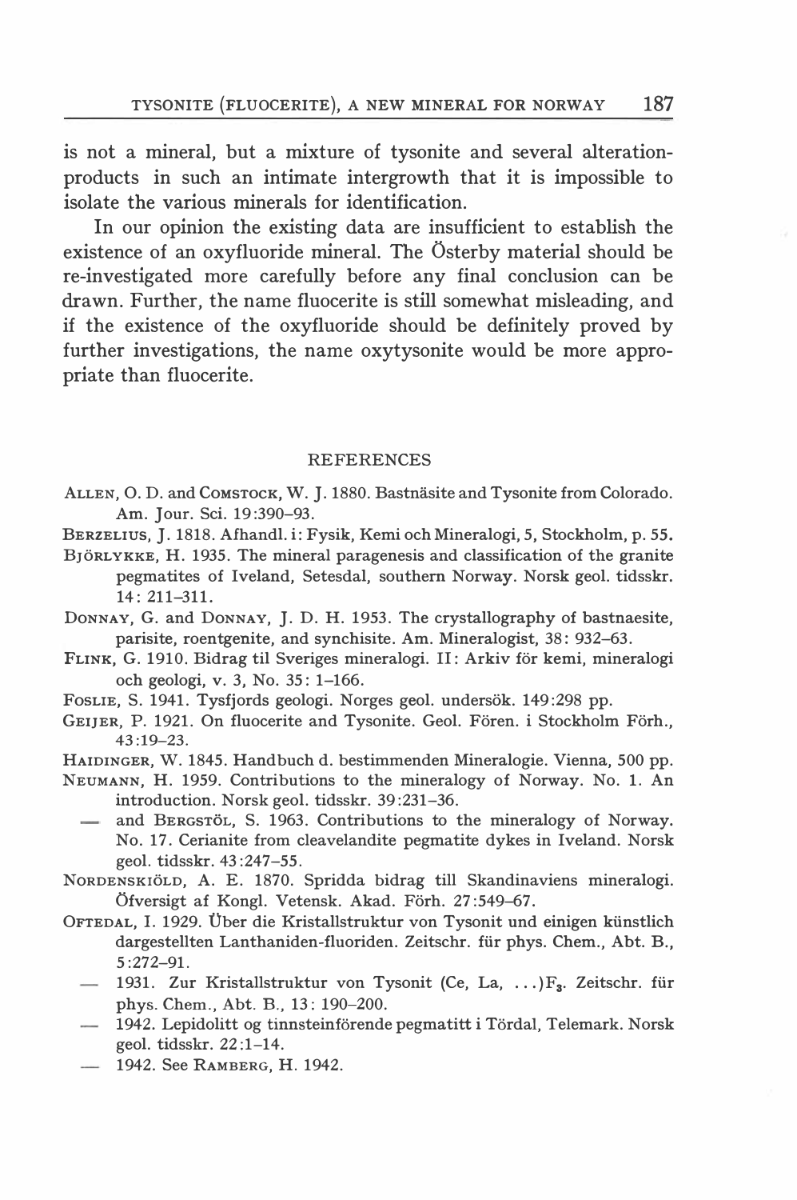is not a mineral, but a mixture of tysonite and several alteration-products in such an intimate intergrowth that it is impossible to isolate the various minerals for identification.

In our opinion the existing data are insufficient to establish the existence of an oxyfluoride mineral. The Österby material should be re-investigated more carefully before any final conclusion can be drawn. Further, the name fluocerite is still somewhat misleading, and if the existence of the oxyfluoride should be definitely proved by further investigations, the name oxytysonite would be more appropriate than fluocerite.

## REFERENCES

ALLEN, O. D. and COMSTOCK, W. J. 1880. Bastnäsite and Tysonite from Colorado. Am. Jour. Sci. 19:390–93.

BERZELIUS, J. 1818. Afhandl. i: Fysik, Kemi och Mineralogi, 5, Stockholm, p. 55.

BJÖRLYKKE, H. 1935. The mineral paragenesis and classification of the granite pegmatites of Iveland, Setesdal, southern Norway. Norsk geol. tidsskr. 14: 211–311.

DONNAY, G. and DONNAY, J. D. H. 1953. The crystallography of bastnaesite, parisite, roentgenite, and synchisite. Am. Mineralogist, 38: 932–63.

FLINK, G. 1910. Bidrag til Sveriges mineralogi. II: Arkiv för kemi, mineralogi och geologi, v. 3, No. 35: 1–166.

FOSLIE, S. 1941. Tysfjords geologi. Norges geol. undersök. 149:298 pp.

GEIJER, P. 1921. On fluocerite and Tysonite. Geol. Fören. i Stockholm Förh., 43:19–23.

HAIDINGER, W. 1845. Handbuch d. bestimmenden Mineralogie. Vienna, 500 pp.

NEUMANN, H. 1959. Contributions to the mineralogy of Norway. No. 1. An introduction. Norsk geol. tidsskr. 39:231–36.

— and BERGSTÖL, S. 1963. Contributions to the mineralogy of Norway. No. 17. Cerianite from cleavelandite pegmatite dykes in Iveland. Norsk geol. tidsskr. 43:247–55.

NORDENSKIÖLD, A. E. 1870. Spridda bidrag till Skandinaviens mineralogi. Öfversigt af Kongl. Vetensk. Akad. Förh. 27:549–67.

OFTEDAL, I. 1929. Über die Kristallstruktur von Tysonit und einigen künstlich dargestellten Lanthaniden-fluoriden. Zeitschr. für phys. Chem., Abt. B., 5:272–91.

— 1931. Zur Kristallstruktur von Tysonit (Ce, La, ...)$F_3$. Zeitschr. für phys. Chem., Abt. B., 13: 190–200.

— 1942. Lepidolitt og tinnsteinförende pegmatitt i Tördal, Telemark. Norsk geol. tidsskr. 22:1–14.

— 1942. See RAMBERG, H. 1942.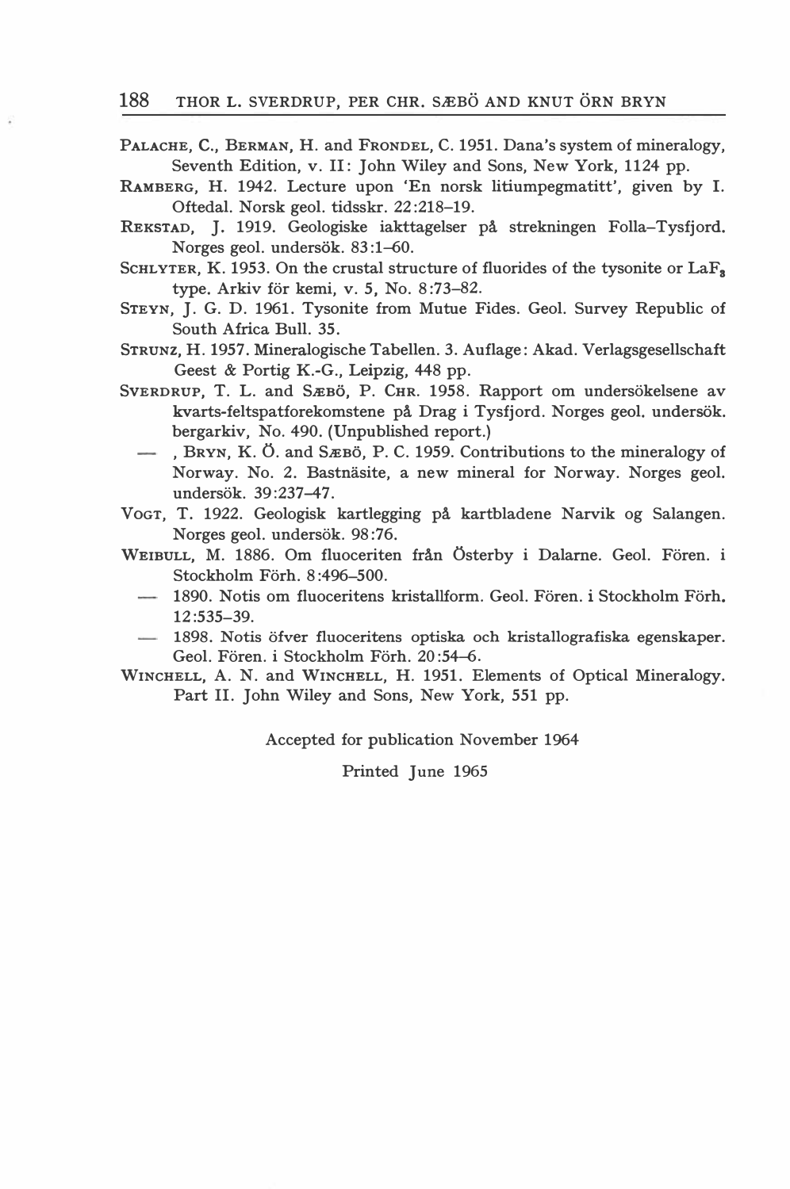PALACHE, C., BERMAN, H. and FRONDEL, C. 1951. Dana's system of mineralogy, Seventh Edition, v. II: John Wiley and Sons, New York, 1124 pp.

RAMBERG, H. 1942. Lecture upon 'En norsk litiumpegmatitt', given by I. Oftedal. Norsk geol. tidsskr. 22:218–19.

REKSTAD, J. 1919. Geologiske iakttagelser på strekningen Folla–Tysfjord. Norges geol. undersök. 83:1–60.

SCHLYTER, K. 1953. On the crustal structure of fluorides of the tysonite or $LaF_3$ type. Arkiv för kemi, v. 5, No. 8:73–82.

STEYN, J. G. D. 1961. Tysonite from Mutue Fides. Geol. Survey Republic of South Africa Bull. 35.

STRUNZ, H. 1957. Mineralogische Tabellen. 3. Auflage: Akad. Verlagsgesellschaft Geest & Portig K.-G., Leipzig, 448 pp.

SVERDRUP, T. L. and SÆBÖ, P. CHR. 1958. Rapport om undersökelsene av kvarts-feltspatforekomstene på Drag i Tysfjord. Norges geol. undersök. bergarkiv, No. 490. (Unpublished report.)

— , BRYN, K. Ö. and SÆBÖ, P. C. 1959. Contributions to the mineralogy of Norway. No. 2. Bastnäsite, a new mineral for Norway. Norges geol. undersök. 39:237–47.

VOGT, T. 1922. Geologisk kartlegging på kartbladene Narvik og Salangen. Norges geol. undersök. 98:76.

WEIBULL, M. 1886. Om fluoceriten från Österby i Dalarne. Geol. Fören. i Stockholm Förh. 8:496–500.

— 1890. Notis om fluoceritens kristallform. Geol. Fören. i Stockholm Förh. 12:535–39.

— 1898. Notis öfver fluoceritens optiska och kristallografiska egenskaper. Geol. Fören. i Stockholm Förh. 20:54–6.

WINCHELL, A. N. and WINCHELL, H. 1951. Elements of Optical Mineralogy. Part II. John Wiley and Sons, New York, 551 pp.

Accepted for publication November 1964

Printed June 1965